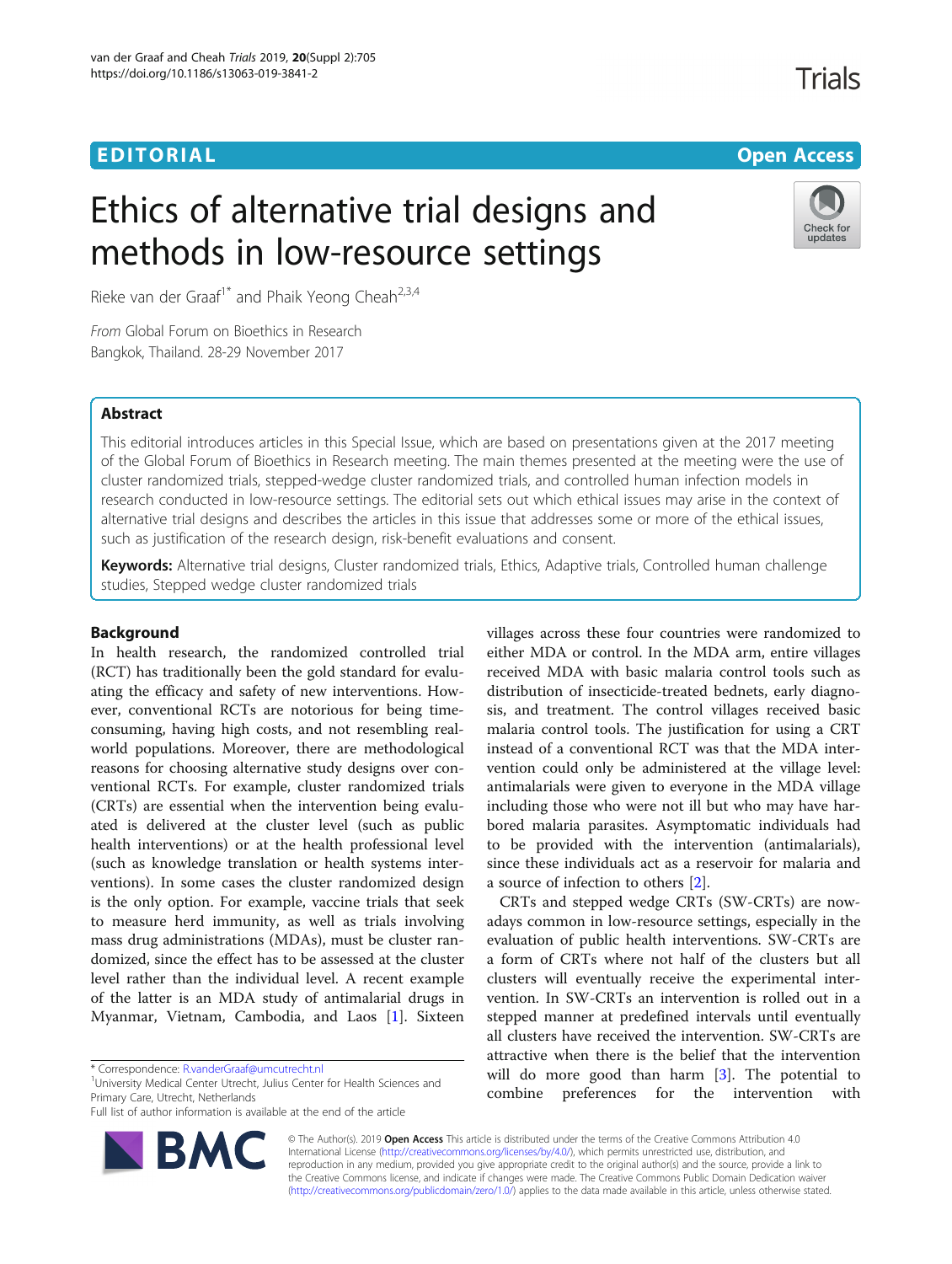EDITORIAL

Open Access

# Ethics of alternative trial designs and methods in low-resource settings

Rieke van der Graaf[1*] and Phaik Yeong Cheah[2,3,4]

*From* Global Forum on Bioethics in Research
Bangkok, Thailand. 28-29 November 2017

## Abstract

This editorial introduces articles in this Special Issue, which are based on presentations given at the 2017 meeting of the Global Forum of Bioethics in Research meeting. The main themes presented at the meeting were the use of cluster randomized trials, stepped-wedge cluster randomized trials, and controlled human infection models in research conducted in low-resource settings. The editorial sets out which ethical issues may arise in the context of alternative trial designs and describes the articles in this issue that addresses some or more of the ethical issues, such as justification of the research design, risk-benefit evaluations and consent.

**Keywords:** Alternative trial designs, Cluster randomized trials, Ethics, Adaptive trials, Controlled human challenge studies, Stepped wedge cluster randomized trials

## Background

In health research, the randomized controlled trial (RCT) has traditionally been the gold standard for evaluating the efficacy and safety of new interventions. However, conventional RCTs are notorious for being time-consuming, having high costs, and not resembling real-world populations. Moreover, there are methodological reasons for choosing alternative study designs over conventional RCTs. For example, cluster randomized trials (CRTs) are essential when the intervention being evaluated is delivered at the cluster level (such as public health interventions) or at the health professional level (such as knowledge translation or health systems interventions). In some cases the cluster randomized design is the only option. For example, vaccine trials that seek to measure herd immunity, as well as trials involving mass drug administrations (MDAs), must be cluster randomized, since the effect has to be assessed at the cluster level rather than the individual level. A recent example of the latter is an MDA study of antimalarial drugs in Myanmar, Vietnam, Cambodia, and Laos [1]. Sixteen villages across these four countries were randomized to either MDA or control. In the MDA arm, entire villages received MDA with basic malaria control tools such as distribution of insecticide-treated bednets, early diagnosis, and treatment. The control villages received basic malaria control tools. The justification for using a CRT instead of a conventional RCT was that the MDA intervention could only be administered at the village level: antimalarials were given to everyone in the MDA village including those who were not ill but who may have harbored malaria parasites. Asymptomatic individuals had to be provided with the intervention (antimalarials), since these individuals act as a reservoir for malaria and a source of infection to others [2].

CRTs and stepped wedge CRTs (SW-CRTs) are nowadays common in low-resource settings, especially in the evaluation of public health interventions. SW-CRTs are a form of CRTs where not half of the clusters but all clusters will eventually receive the experimental intervention. In SW-CRTs an intervention is rolled out in a stepped manner at predefined intervals until eventually all clusters have received the intervention. SW-CRTs are attractive when there is the belief that the intervention will do more good than harm [3]. The potential to combine preferences for the intervention with

\* Correspondence: R.vanderGraaf@umcutrecht.nl
[1]University Medical Center Utrecht, Julius Center for Health Sciences and Primary Care, Utrecht, Netherlands
Full list of author information is available at the end of the article

© The Author(s). 2019 **Open Access** This article is distributed under the terms of the Creative Commons Attribution 4.0 International License (http://creativecommons.org/licenses/by/4.0/), which permits unrestricted use, distribution, and reproduction in any medium, provided you give appropriate credit to the original author(s) and the source, provide a link to the Creative Commons license, and indicate if changes were made. The Creative Commons Public Domain Dedication waiver (http://creativecommons.org/publicdomain/zero/1.0/) applies to the data made available in this article, unless otherwise stated.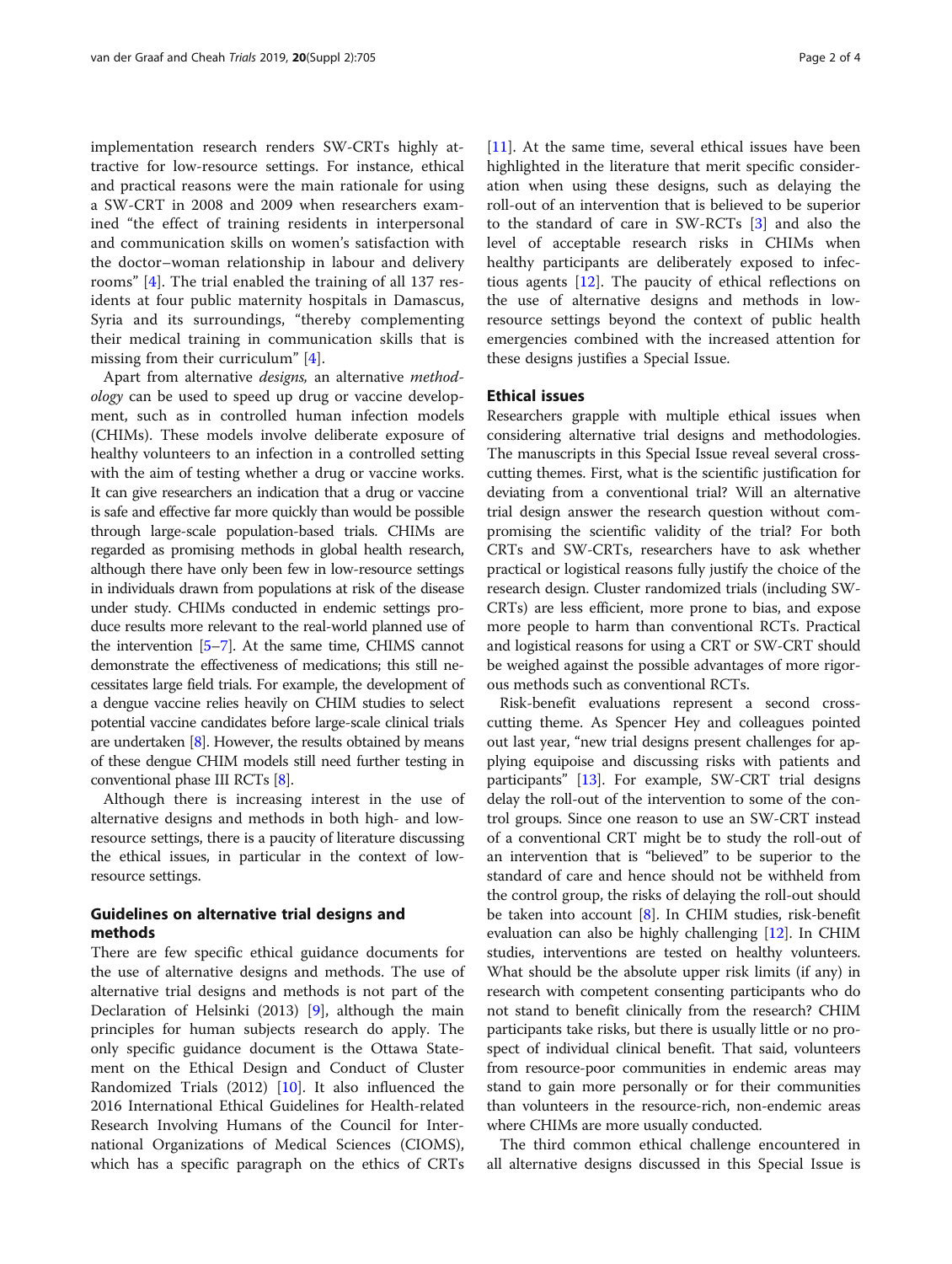implementation research renders SW-CRTs highly attractive for low-resource settings. For instance, ethical and practical reasons were the main rationale for using a SW-CRT in 2008 and 2009 when researchers examined "the effect of training residents in interpersonal and communication skills on women's satisfaction with the doctor–woman relationship in labour and delivery rooms" [4]. The trial enabled the training of all 137 residents at four public maternity hospitals in Damascus, Syria and its surroundings, "thereby complementing their medical training in communication skills that is missing from their curriculum" [4].

Apart from alternative *designs*, an alternative *methodology* can be used to speed up drug or vaccine development, such as in controlled human infection models (CHIMs). These models involve deliberate exposure of healthy volunteers to an infection in a controlled setting with the aim of testing whether a drug or vaccine works. It can give researchers an indication that a drug or vaccine is safe and effective far more quickly than would be possible through large-scale population-based trials. CHIMs are regarded as promising methods in global health research, although there have only been few in low-resource settings in individuals drawn from populations at risk of the disease under study. CHIMs conducted in endemic settings produce results more relevant to the real-world planned use of the intervention [5–7]. At the same time, CHIMS cannot demonstrate the effectiveness of medications; this still necessitates large field trials. For example, the development of a dengue vaccine relies heavily on CHIM studies to select potential vaccine candidates before large-scale clinical trials are undertaken [8]. However, the results obtained by means of these dengue CHIM models still need further testing in conventional phase III RCTs [8].

Although there is increasing interest in the use of alternative designs and methods in both high- and low-resource settings, there is a paucity of literature discussing the ethical issues, in particular in the context of low-resource settings.

## Guidelines on alternative trial designs and methods

There are few specific ethical guidance documents for the use of alternative designs and methods. The use of alternative trial designs and methods is not part of the Declaration of Helsinki (2013) [9], although the main principles for human subjects research do apply. The only specific guidance document is the Ottawa Statement on the Ethical Design and Conduct of Cluster Randomized Trials (2012) [10]. It also influenced the 2016 International Ethical Guidelines for Health-related Research Involving Humans of the Council for International Organizations of Medical Sciences (CIOMS), which has a specific paragraph on the ethics of CRTs [11]. At the same time, several ethical issues have been highlighted in the literature that merit specific consideration when using these designs, such as delaying the roll-out of an intervention that is believed to be superior to the standard of care in SW-RCTs [3] and also the level of acceptable research risks in CHIMs when healthy participants are deliberately exposed to infectious agents [12]. The paucity of ethical reflections on the use of alternative designs and methods in low-resource settings beyond the context of public health emergencies combined with the increased attention for these designs justifies a Special Issue.

## Ethical issues

Researchers grapple with multiple ethical issues when considering alternative trial designs and methodologies. The manuscripts in this Special Issue reveal several cross-cutting themes. First, what is the scientific justification for deviating from a conventional trial? Will an alternative trial design answer the research question without compromising the scientific validity of the trial? For both CRTs and SW-CRTs, researchers have to ask whether practical or logistical reasons fully justify the choice of the research design. Cluster randomized trials (including SW-CRTs) are less efficient, more prone to bias, and expose more people to harm than conventional RCTs. Practical and logistical reasons for using a CRT or SW-CRT should be weighed against the possible advantages of more rigorous methods such as conventional RCTs.

Risk-benefit evaluations represent a second cross-cutting theme. As Spencer Hey and colleagues pointed out last year, "new trial designs present challenges for applying equipoise and discussing risks with patients and participants" [13]. For example, SW-CRT trial designs delay the roll-out of the intervention to some of the control groups. Since one reason to use an SW-CRT instead of a conventional CRT might be to study the roll-out of an intervention that is "believed" to be superior to the standard of care and hence should not be withheld from the control group, the risks of delaying the roll-out should be taken into account [8]. In CHIM studies, risk-benefit evaluation can also be highly challenging [12]. In CHIM studies, interventions are tested on healthy volunteers. What should be the absolute upper risk limits (if any) in research with competent consenting participants who do not stand to benefit clinically from the research? CHIM participants take risks, but there is usually little or no prospect of individual clinical benefit. That said, volunteers from resource-poor communities in endemic areas may stand to gain more personally or for their communities than volunteers in the resource-rich, non-endemic areas where CHIMs are more usually conducted.

The third common ethical challenge encountered in all alternative designs discussed in this Special Issue is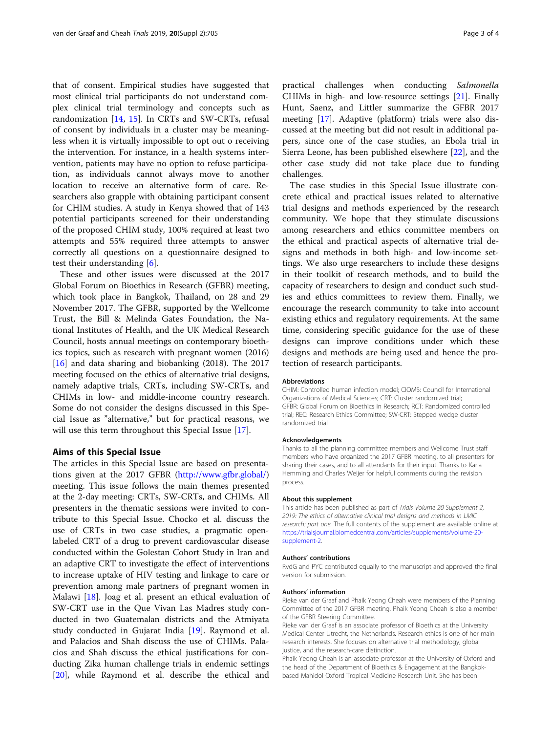that of consent. Empirical studies have suggested that most clinical trial participants do not understand complex clinical trial terminology and concepts such as randomization [14, 15]. In CRTs and SW-CRTs, refusal of consent by individuals in a cluster may be meaningless when it is virtually impossible to opt out o receiving the intervention. For instance, in a health systems intervention, patients may have no option to refuse participation, as individuals cannot always move to another location to receive an alternative form of care. Researchers also grapple with obtaining participant consent for CHIM studies. A study in Kenya showed that of 143 potential participants screened for their understanding of the proposed CHIM study, 100% required at least two attempts and 55% required three attempts to answer correctly all questions on a questionnaire designed to test their understanding [6].

These and other issues were discussed at the 2017 Global Forum on Bioethics in Research (GFBR) meeting, which took place in Bangkok, Thailand, on 28 and 29 November 2017. The GFBR, supported by the Wellcome Trust, the Bill & Melinda Gates Foundation, the National Institutes of Health, and the UK Medical Research Council, hosts annual meetings on contemporary bioethics topics, such as research with pregnant women (2016) [16] and data sharing and biobanking (2018). The 2017 meeting focused on the ethics of alternative trial designs, namely adaptive trials, CRTs, including SW-CRTs, and CHIMs in low- and middle-income country research. Some do not consider the designs discussed in this Special Issue as "alternative," but for practical reasons, we will use this term throughout this Special Issue [17].

## Aims of this Special Issue

The articles in this Special Issue are based on presentations given at the 2017 GFBR (http://www.gfbr.global/) meeting. This issue follows the main themes presented at the 2-day meeting: CRTs, SW-CRTs, and CHIMs. All presenters in the thematic sessions were invited to contribute to this Special Issue. Chocko et al. discuss the use of CRTs in two case studies, a pragmatic open-labeled CRT of a drug to prevent cardiovascular disease conducted within the Golestan Cohort Study in Iran and an adaptive CRT to investigate the effect of interventions to increase uptake of HIV testing and linkage to care or prevention among male partners of pregnant women in Malawi [18]. Joag et al. present an ethical evaluation of SW-CRT use in the Que Vivan Las Madres study conducted in two Guatemalan districts and the Atmiyata study conducted in Gujarat India [19]. Raymond et al. and Palacios and Shah discuss the use of CHIMs. Palacios and Shah discuss the ethical justifications for conducting Zika human challenge trials in endemic settings [20], while Raymond et al. describe the ethical and practical challenges when conducting *Salmonella* CHIMs in high- and low-resource settings [21]. Finally Hunt, Saenz, and Littler summarize the GFBR 2017 meeting [17]. Adaptive (platform) trials were also discussed at the meeting but did not result in additional papers, since one of the case studies, an Ebola trial in Sierra Leone, has been published elsewhere [22], and the other case study did not take place due to funding challenges.

The case studies in this Special Issue illustrate concrete ethical and practical issues related to alternative trial designs and methods experienced by the research community. We hope that they stimulate discussions among researchers and ethics committee members on the ethical and practical aspects of alternative trial designs and methods in both high- and low-income settings. We also urge researchers to include these designs in their toolkit of research methods, and to build the capacity of researchers to design and conduct such studies and ethics committees to review them. Finally, we encourage the research community to take into account existing ethics and regulatory requirements. At the same time, considering specific guidance for the use of these designs can improve conditions under which these designs and methods are being used and hence the protection of research participants.

### Abbreviations

CHIM: Controlled human infection model; CIOMS: Council for International Organizations of Medical Sciences; CRT: Cluster randomized trial; GFBR: Global Forum on Bioethics in Research; RCT: Randomized controlled trial; REC: Research Ethics Committee; SW-CRT: Stepped wedge cluster randomized trial

### Acknowledgements

Thanks to all the planning committee members and Wellcome Trust staff members who have organized the 2017 GFBR meeting, to all presenters for sharing their cases, and to all attendants for their input. Thanks to Karla Hemming and Charles Weijer for helpful comments during the revision process.

### About this supplement

This article has been published as part of *Trials Volume 20 Supplement 2, 2019: The ethics of alternative clinical trial designs and methods in LMIC research: part one*. The full contents of the supplement are available online at https://trialsjournal.biomedcentral.com/articles/supplements/volume-20-supplement-2.

### Authors' contributions

RvdG and PYC contributed equally to the manuscript and approved the final version for submission.

### Authors' information

Rieke van der Graaf and Phaik Yeong Cheah were members of the Planning Committee of the 2017 GFBR meeting. Phaik Yeong Cheah is also a member of the GFBR Steering Committee.

Rieke van der Graaf is an associate professor of Bioethics at the University Medical Center Utrecht, the Netherlands. Research ethics is one of her main research interests. She focuses on alternative trial methodology, global justice, and the research-care distinction.

Phaik Yeong Cheah is an associate professor at the University of Oxford and the head of the Department of Bioethics & Engagement at the Bangkok-based Mahidol Oxford Tropical Medicine Research Unit. She has been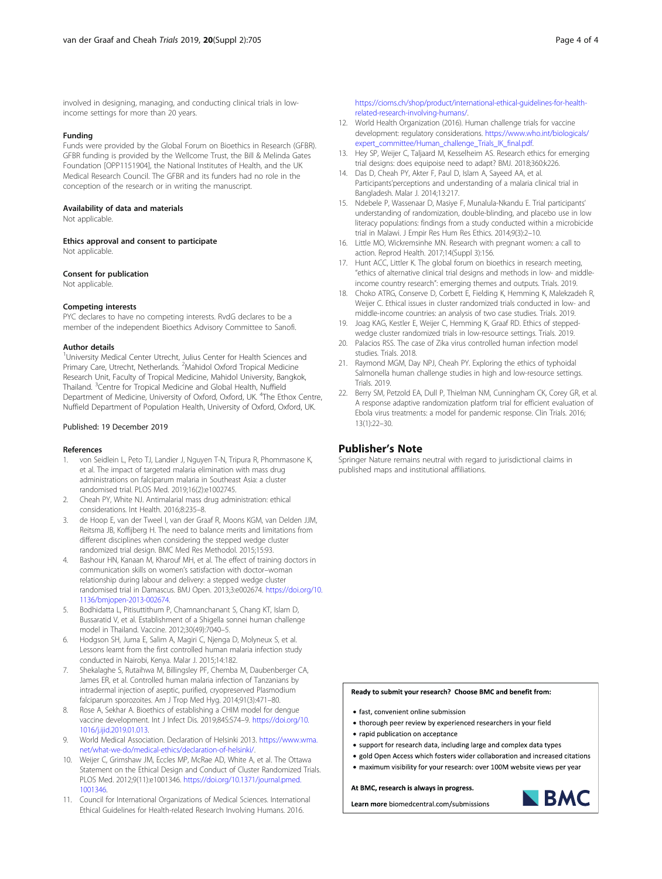involved in designing, managing, and conducting clinical trials in low-income settings for more than 20 years.

### Funding

Funds were provided by the Global Forum on Bioethics in Research (GFBR). GFBR funding is provided by the Wellcome Trust, the Bill & Melinda Gates Foundation [OPP1151904], the National Institutes of Health, and the UK Medical Research Council. The GFBR and its funders had no role in the conception of the research or in writing the manuscript.

### Availability of data and materials

Not applicable.

### Ethics approval and consent to participate

Not applicable.

### Consent for publication

Not applicable.

### Competing interests

PYC declares to have no competing interests. RvdG declares to be a member of the independent Bioethics Advisory Committee to Sanofi.

### Author details

[1]University Medical Center Utrecht, Julius Center for Health Sciences and Primary Care, Utrecht, Netherlands. [2]Mahidol Oxford Tropical Medicine Research Unit, Faculty of Tropical Medicine, Mahidol University, Bangkok, Thailand. [3]Centre for Tropical Medicine and Global Health, Nuffield Department of Medicine, University of Oxford, Oxford, UK. [4]The Ethox Centre, Nuffield Department of Population Health, University of Oxford, Oxford, UK.

Published: 19 December 2019

### References

1. von Seidlein L, Peto TJ, Landier J, Nguyen T-N, Tripura R, Phommasone K, et al. The impact of targeted malaria elimination with mass drug administrations on falciparum malaria in Southeast Asia: a cluster randomised trial. PLOS Med. 2019;16(2):e1002745.
2. Cheah PY, White NJ. Antimalarial mass drug administration: ethical considerations. Int Health. 2016;8:235–8.
3. de Hoop E, van der Tweel I, van der Graaf R, Moons KGM, van Delden JJM, Reitsma JB, Koffijberg H. The need to balance merits and limitations from different disciplines when considering the stepped wedge cluster randomized trial design. BMC Med Res Methodol. 2015;15:93.
4. Bashour HN, Kanaan M, Kharouf MH, et al. The effect of training doctors in communication skills on women's satisfaction with doctor–woman relationship during labour and delivery: a stepped wedge cluster randomised trial in Damascus. BMJ Open. 2013;3:e002674. https://doi.org/10.1136/bmjopen-2013-002674.
5. Bodhidatta L, Pitisuttithum P, Chamnanchanant S, Chang KT, Islam D, Bussaratid V, et al. Establishment of a Shigella sonnei human challenge model in Thailand. Vaccine. 2012;30(49):7040–5.
6. Hodgson SH, Juma E, Salim A, Magiri C, Njenga D, Molyneux S, et al. Lessons learnt from the first controlled human malaria infection study conducted in Nairobi, Kenya. Malar J. 2015;14:182.
7. Shekalaghe S, Rutaihwa M, Billingsley PF, Chemba M, Daubenberger CA, James ER, et al. Controlled human malaria infection of Tanzanians by intradermal injection of aseptic, purified, cryopreserved Plasmodium falciparum sporozoites. Am J Trop Med Hyg. 2014;91(3):471–80.
8. Rose A, Sekhar A. Bioethics of establishing a CHIM model for dengue vaccine development. Int J Infect Dis. 2019;84S:S74–9. https://doi.org/10.1016/j.ijid.2019.01.013.
9. World Medical Association. Declaration of Helsinki 2013. https://www.wma.net/what-we-do/medical-ethics/declaration-of-helsinki/.
10. Weijer C, Grimshaw JM, Eccles MP, McRae AD, White A, et al. The Ottawa Statement on the Ethical Design and Conduct of Cluster Randomized Trials. PLOS Med. 2012;9(11):e1001346. https://doi.org/10.1371/journal.pmed.1001346.
11. Council for International Organizations of Medical Sciences. International Ethical Guidelines for Health-related Research Involving Humans. 2016. https://cioms.ch/shop/product/international-ethical-guidelines-for-health-related-research-involving-humans/.
12. World Health Organization (2016). Human challenge trials for vaccine development: regulatory considerations. https://www.who.int/biologicals/expert_committee/Human_challenge_Trials_IK_final.pdf.
13. Hey SP, Weijer C, Taljaard M, Kesselheim AS. Research ethics for emerging trial designs: does equipoise need to adapt? BMJ. 2018;360:k226.
14. Das D, Cheah PY, Akter F, Paul D, Islam A, Sayeed AA, et al. Participants'perceptions and understanding of a malaria clinical trial in Bangladesh. Malar J. 2014;13:217.
15. Ndebele P, Wassenaar D, Masiye F, Munalula-Nkandu E. Trial participants' understanding of randomization, double-blinding, and placebo use in low literacy populations: findings from a study conducted within a microbicide trial in Malawi. J Empir Res Hum Res Ethics. 2014;9(3):2–10.
16. Little MO, Wickremsinhe MN. Research with pregnant women: a call to action. Reprod Health. 2017;14(Suppl 3):156.
17. Hunt ACC, Littler K. The global forum on bioethics in research meeting, "ethics of alternative clinical trial designs and methods in low- and middle-income country research": emerging themes and outputs. Trials. 2019.
18. Choko ATRG, Conserve D, Corbett E, Fielding K, Hemming K, Malekzadeh R, Weijer C. Ethical issues in cluster randomized trials conducted in low- and middle-income countries: an analysis of two case studies. Trials. 2019.
19. Joag KAG, Kestler E, Weijer C, Hemming K, Graaf RD. Ethics of stepped-wedge cluster randomized trials in low-resource settings. Trials. 2019.
20. Palacios RSS. The case of Zika virus controlled human infection model studies. Trials. 2018.
21. Raymond MGM, Day NPJ, Cheah PY. Exploring the ethics of typhoidal Salmonella human challenge studies in high and low-resource settings. Trials. 2019.
22. Berry SM, Petzold EA, Dull P, Thielman NM, Cunningham CK, Corey GR, et al. A response adaptive randomization platform trial for efficient evaluation of Ebola virus treatments: a model for pandemic response. Clin Trials. 2016; 13(1):22–30.

## Publisher's Note

Springer Nature remains neutral with regard to jurisdictional claims in published maps and institutional affiliations.

**Ready to submit your research? Choose BMC and benefit from:**

- fast, convenient online submission
- thorough peer review by experienced researchers in your field
- rapid publication on acceptance
- support for research data, including large and complex data types
- gold Open Access which fosters wider collaboration and increased citations
- maximum visibility for your research: over 100M website views per year

**At BMC, research is always in progress.**

**Learn more** biomedcentral.com/submissions

BMC